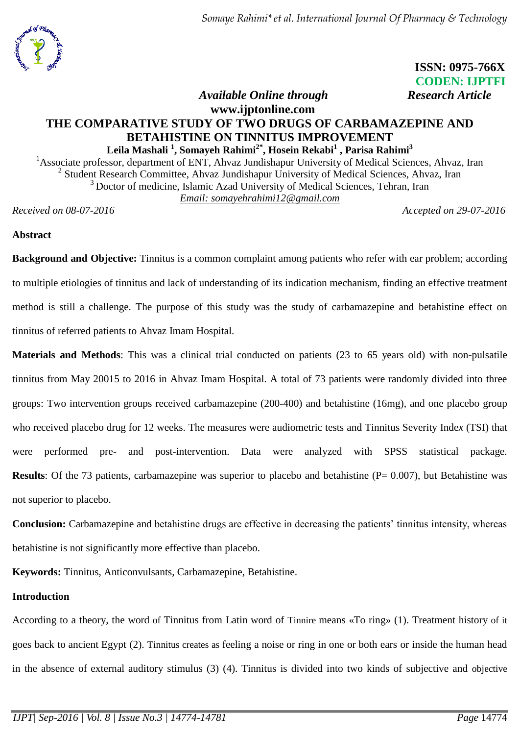ISSN: 0975-766X
CODEN: IJPTFI

*Available Online through* **www.ijptonline.com** ***Research Article***

# THE COMPARATIVE STUDY OF TWO DRUGS OF CARBAMAZEPINE AND BETAHISTINE ON TINNITUS IMPROVEMENT

**Leila Mashali [1], Somayeh Rahimi[2*], Hosein Rekabi[1], Parisa Rahimi[3]**

[1]Associate professor, department of ENT, Ahvaz Jundishapur University of Medical Sciences, Ahvaz, Iran
[2] Student Research Committee, Ahvaz Jundishapur University of Medical Sciences, Ahvaz, Iran
[3] Doctor of medicine, Islamic Azad University of Medical Sciences, Tehran, Iran
*Email: somayehrahimi12@gmail.com*

*Received on 08-07-2016* *Accepted on 29-07-2016*

## Abstract

**Background and Objective:** Tinnitus is a common complaint among patients who refer with ear problem; according to multiple etiologies of tinnitus and lack of understanding of its indication mechanism, finding an effective treatment method is still a challenge. The purpose of this study was the study of carbamazepine and betahistine effect on tinnitus of referred patients to Ahvaz Imam Hospital.

**Materials and Methods**: This was a clinical trial conducted on patients (23 to 65 years old) with non-pulsatile tinnitus from May 20015 to 2016 in Ahvaz Imam Hospital. A total of 73 patients were randomly divided into three groups: Two intervention groups received carbamazepine (200-400) and betahistine (16mg), and one placebo group who received placebo drug for 12 weeks. The measures were audiometric tests and Tinnitus Severity Index (TSI) that were performed pre- and post-intervention. Data were analyzed with SPSS statistical package.

**Results**: Of the 73 patients, carbamazepine was superior to placebo and betahistine (P= 0.007), but Betahistine was not superior to placebo.

**Conclusion:** Carbamazepine and betahistine drugs are effective in decreasing the patients' tinnitus intensity, whereas betahistine is not significantly more effective than placebo.

**Keywords:** Tinnitus, Anticonvulsants, Carbamazepine, Betahistine.

## Introduction

According to a theory, the word of Tinnitus from Latin word of Tinnire means «To ring» (1). Treatment history of it goes back to ancient Egypt (2). Tinnitus creates as feeling a noise or ring in one or both ears or inside the human head in the absence of external auditory stimulus (3) (4). Tinnitus is divided into two kinds of subjective and objective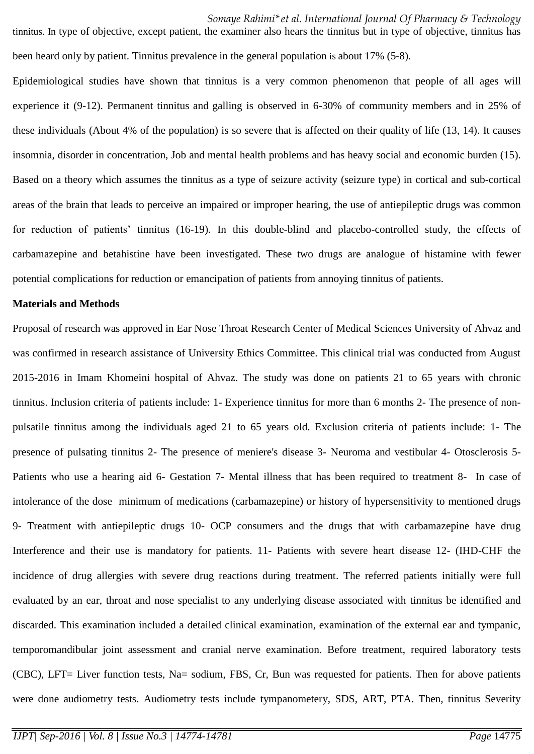tinnitus. In type of objective, except patient, the examiner also hears the tinnitus but in type of objective, tinnitus has been heard only by patient. Tinnitus prevalence in the general population is about 17% (5-8).

Epidemiological studies have shown that tinnitus is a very common phenomenon that people of all ages will experience it (9-12). Permanent tinnitus and galling is observed in 6-30% of community members and in 25% of these individuals (About 4% of the population) is so severe that is affected on their quality of life (13, 14). It causes insomnia, disorder in concentration, Job and mental health problems and has heavy social and economic burden (15). Based on a theory which assumes the tinnitus as a type of seizure activity (seizure type) in cortical and sub-cortical areas of the brain that leads to perceive an impaired or improper hearing, the use of antiepileptic drugs was common for reduction of patients' tinnitus (16-19). In this double-blind and placebo-controlled study, the effects of carbamazepine and betahistine have been investigated. These two drugs are analogue of histamine with fewer potential complications for reduction or emancipation of patients from annoying tinnitus of patients.

**Materials and Methods**

Proposal of research was approved in Ear Nose Throat Research Center of Medical Sciences University of Ahvaz and was confirmed in research assistance of University Ethics Committee. This clinical trial was conducted from August 2015-2016 in Imam Khomeini hospital of Ahvaz. The study was done on patients 21 to 65 years with chronic tinnitus. Inclusion criteria of patients include: 1- Experience tinnitus for more than 6 months 2- The presence of non-pulsatile tinnitus among the individuals aged 21 to 65 years old. Exclusion criteria of patients include: 1- The presence of pulsating tinnitus 2- The presence of meniere's disease 3- Neuroma and vestibular 4- Otosclerosis 5- Patients who use a hearing aid 6- Gestation 7- Mental illness that has been required to treatment 8- In case of intolerance of the dose minimum of medications (carbamazepine) or history of hypersensitivity to mentioned drugs 9- Treatment with antiepileptic drugs 10- OCP consumers and the drugs that with carbamazepine have drug Interference and their use is mandatory for patients. 11- Patients with severe heart disease 12- (IHD-CHF the incidence of drug allergies with severe drug reactions during treatment. The referred patients initially were full evaluated by an ear, throat and nose specialist to any underlying disease associated with tinnitus be identified and discarded. This examination included a detailed clinical examination, examination of the external ear and tympanic, temporomandibular joint assessment and cranial nerve examination. Before treatment, required laboratory tests (CBC), LFT= Liver function tests, Na= sodium, FBS, Cr, Bun was requested for patients. Then for above patients were done audiometry tests. Audiometry tests include tympanometery, SDS, ART, PTA. Then, tinnitus Severity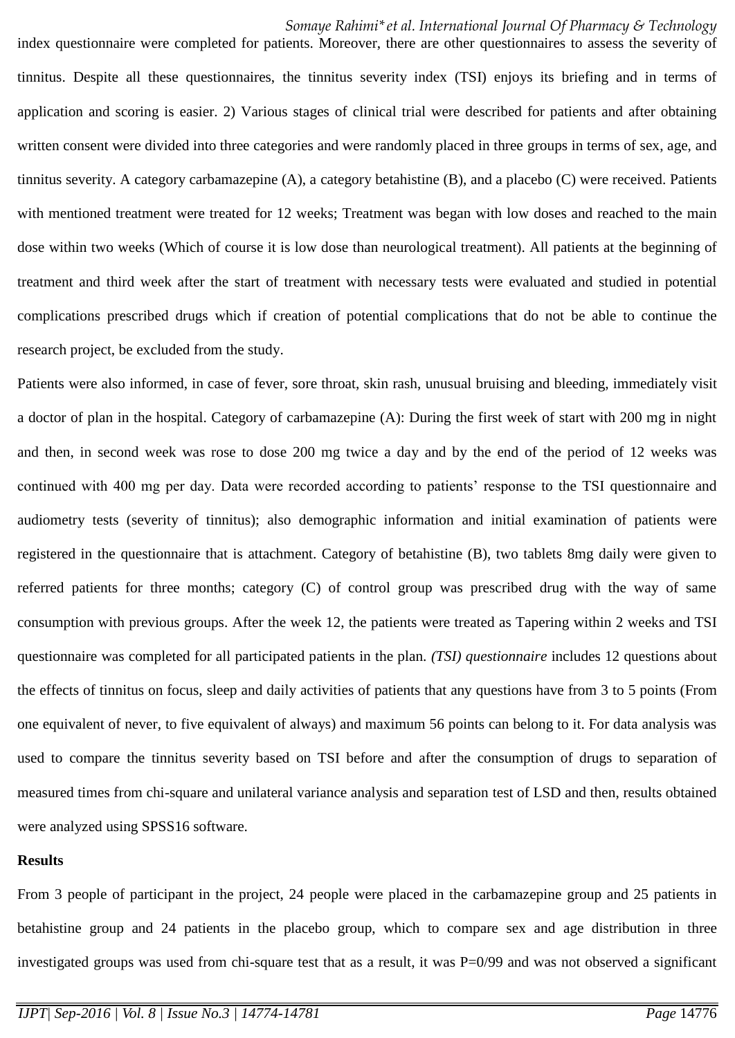index questionnaire were completed for patients. Moreover, there are other questionnaires to assess the severity of tinnitus. Despite all these questionnaires, the tinnitus severity index (TSI) enjoys its briefing and in terms of application and scoring is easier. 2) Various stages of clinical trial were described for patients and after obtaining written consent were divided into three categories and were randomly placed in three groups in terms of sex, age, and tinnitus severity. A category carbamazepine (A), a category betahistine (B), and a placebo (C) were received. Patients with mentioned treatment were treated for 12 weeks; Treatment was began with low doses and reached to the main dose within two weeks (Which of course it is low dose than neurological treatment). All patients at the beginning of treatment and third week after the start of treatment with necessary tests were evaluated and studied in potential complications prescribed drugs which if creation of potential complications that do not be able to continue the research project, be excluded from the study.

Patients were also informed, in case of fever, sore throat, skin rash, unusual bruising and bleeding, immediately visit a doctor of plan in the hospital. Category of carbamazepine (A): During the first week of start with 200 mg in night and then, in second week was rose to dose 200 mg twice a day and by the end of the period of 12 weeks was continued with 400 mg per day. Data were recorded according to patients' response to the TSI questionnaire and audiometry tests (severity of tinnitus); also demographic information and initial examination of patients were registered in the questionnaire that is attachment. Category of betahistine (B), two tablets 8mg daily were given to referred patients for three months; category (C) of control group was prescribed drug with the way of same consumption with previous groups. After the week 12, the patients were treated as Tapering within 2 weeks and TSI questionnaire was completed for all participated patients in the plan. *(TSI) questionnaire* includes 12 questions about the effects of tinnitus on focus, sleep and daily activities of patients that any questions have from 3 to 5 points (From one equivalent of never, to five equivalent of always) and maximum 56 points can belong to it. For data analysis was used to compare the tinnitus severity based on TSI before and after the consumption of drugs to separation of measured times from chi-square and unilateral variance analysis and separation test of LSD and then, results obtained were analyzed using SPSS16 software.

**Results**

From 3 people of participant in the project, 24 people were placed in the carbamazepine group and 25 patients in betahistine group and 24 patients in the placebo group, which to compare sex and age distribution in three investigated groups was used from chi-square test that as a result, it was P=0/99 and was not observed a significant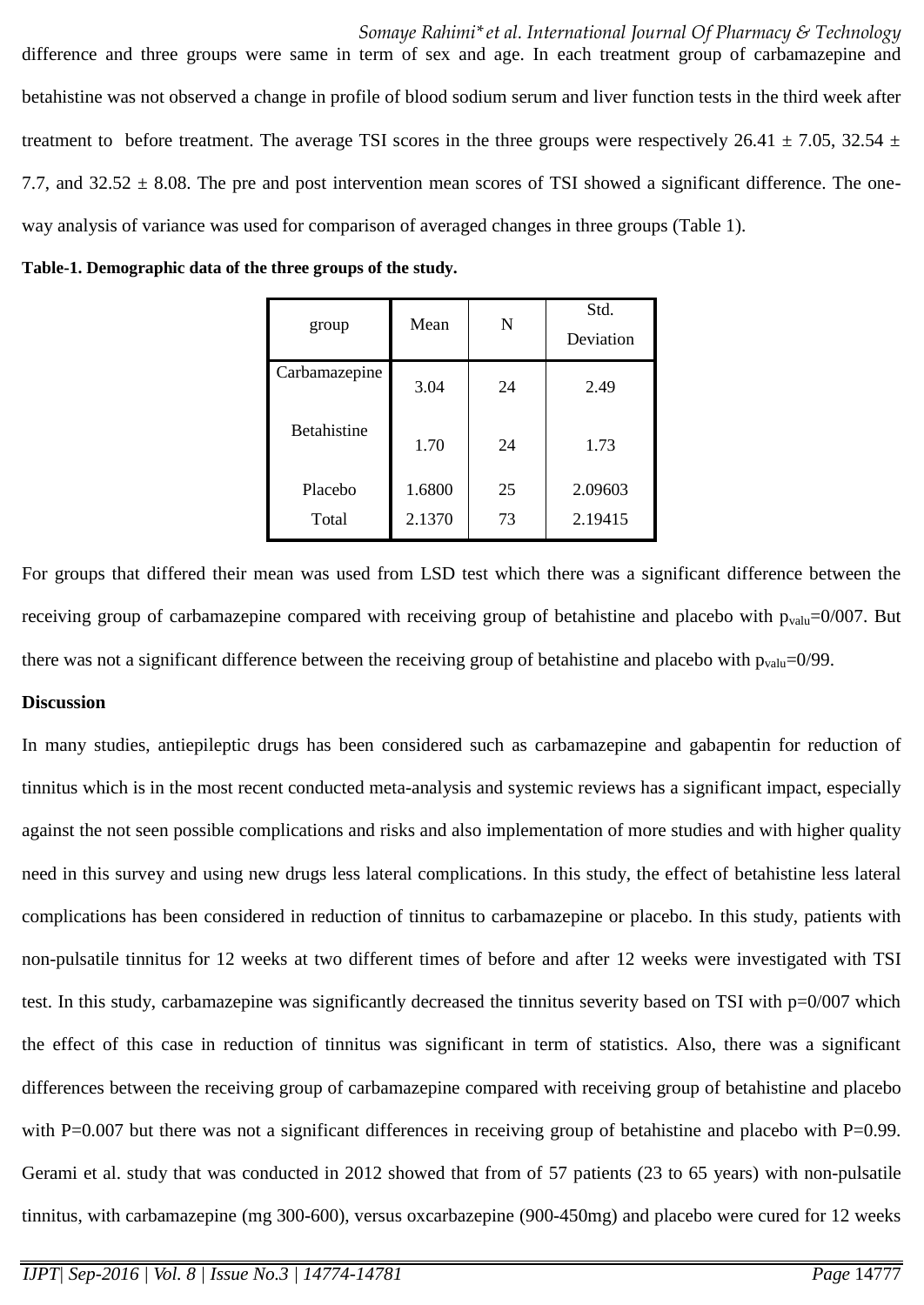difference and three groups were same in term of sex and age. In each treatment group of carbamazepine and betahistine was not observed a change in profile of blood sodium serum and liver function tests in the third week after treatment to before treatment. The average TSI scores in the three groups were respectively 26.41 ± 7.05, 32.54 ± 7.7, and 32.52 ± 8.08. The pre and post intervention mean scores of TSI showed a significant difference. The one-way analysis of variance was used for comparison of averaged changes in three groups (Table 1).

**Table-1. Demographic data of the three groups of the study.**

| group | Mean | N | Std. Deviation |
|---|---|---|---|
| Carbamazepine | 3.04 | 24 | 2.49 |
| Betahistine | 1.70 | 24 | 1.73 |
| Placebo | 1.6800 | 25 | 2.09603 |
| Total | 2.1370 | 73 | 2.19415 |

For groups that differed their mean was used from LSD test which there was a significant difference between the receiving group of carbamazepine compared with receiving group of betahistine and placebo with $p_{valu}$=0/007. But there was not a significant difference between the receiving group of betahistine and placebo with $p_{valu}$=0/99.

**Discussion**

In many studies, antiepileptic drugs has been considered such as carbamazepine and gabapentin for reduction of tinnitus which is in the most recent conducted meta-analysis and systemic reviews has a significant impact, especially against the not seen possible complications and risks and also implementation of more studies and with higher quality need in this survey and using new drugs less lateral complications. In this study, the effect of betahistine less lateral complications has been considered in reduction of tinnitus to carbamazepine or placebo. In this study, patients with non-pulsatile tinnitus for 12 weeks at two different times of before and after 12 weeks were investigated with TSI test. In this study, carbamazepine was significantly decreased the tinnitus severity based on TSI with p=0/007 which the effect of this case in reduction of tinnitus was significant in term of statistics. Also, there was a significant differences between the receiving group of carbamazepine compared with receiving group of betahistine and placebo with P=0.007 but there was not a significant differences in receiving group of betahistine and placebo with P=0.99. Gerami et al. study that was conducted in 2012 showed that from of 57 patients (23 to 65 years) with non-pulsatile tinnitus, with carbamazepine (mg 300-600), versus oxcarbazepine (900-450mg) and placebo were cured for 12 weeks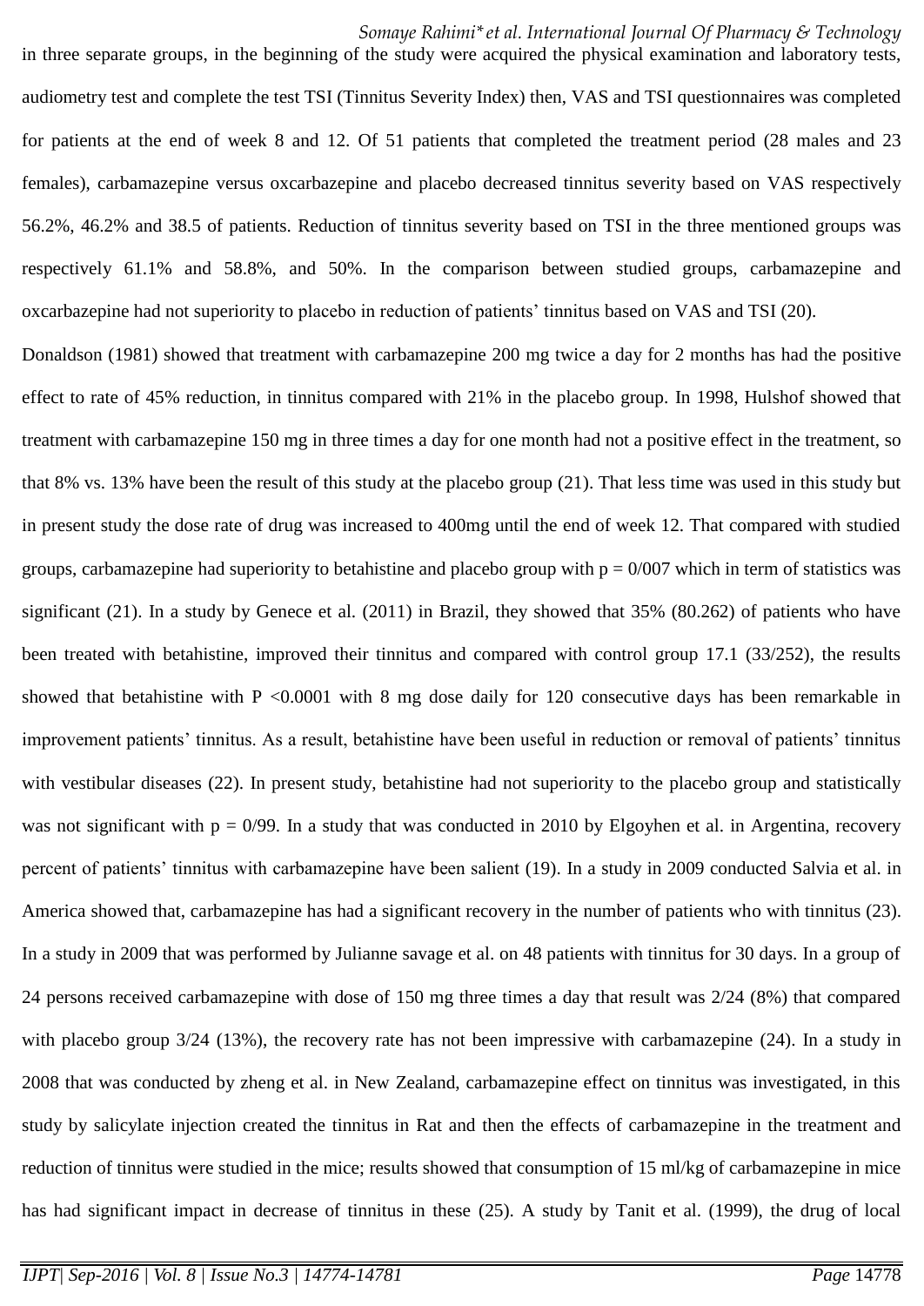in three separate groups, in the beginning of the study were acquired the physical examination and laboratory tests, audiometry test and complete the test TSI (Tinnitus Severity Index) then, VAS and TSI questionnaires was completed for patients at the end of week 8 and 12. Of 51 patients that completed the treatment period (28 males and 23 females), carbamazepine versus oxcarbazepine and placebo decreased tinnitus severity based on VAS respectively 56.2%, 46.2% and 38.5 of patients. Reduction of tinnitus severity based on TSI in the three mentioned groups was respectively 61.1% and 58.8%, and 50%. In the comparison between studied groups, carbamazepine and oxcarbazepine had not superiority to placebo in reduction of patients' tinnitus based on VAS and TSI (20).

Donaldson (1981) showed that treatment with carbamazepine 200 mg twice a day for 2 months has had the positive effect to rate of 45% reduction, in tinnitus compared with 21% in the placebo group. In 1998, Hulshof showed that treatment with carbamazepine 150 mg in three times a day for one month had not a positive effect in the treatment, so that 8% vs. 13% have been the result of this study at the placebo group (21). That less time was used in this study but in present study the dose rate of drug was increased to 400mg until the end of week 12. That compared with studied groups, carbamazepine had superiority to betahistine and placebo group with p = 0/007 which in term of statistics was significant (21). In a study by Genece et al. (2011) in Brazil, they showed that 35% (80.262) of patients who have been treated with betahistine, improved their tinnitus and compared with control group 17.1 (33/252), the results showed that betahistine with P <0.0001 with 8 mg dose daily for 120 consecutive days has been remarkable in improvement patients' tinnitus. As a result, betahistine have been useful in reduction or removal of patients' tinnitus with vestibular diseases (22). In present study, betahistine had not superiority to the placebo group and statistically was not significant with p = 0/99. In a study that was conducted in 2010 by Elgoyhen et al. in Argentina, recovery percent of patients' tinnitus with carbamazepine have been salient (19). In a study in 2009 conducted Salvia et al. in America showed that, carbamazepine has had a significant recovery in the number of patients who with tinnitus (23). In a study in 2009 that was performed by Julianne savage et al. on 48 patients with tinnitus for 30 days. In a group of 24 persons received carbamazepine with dose of 150 mg three times a day that result was 2/24 (8%) that compared with placebo group 3/24 (13%), the recovery rate has not been impressive with carbamazepine (24). In a study in 2008 that was conducted by zheng et al. in New Zealand, carbamazepine effect on tinnitus was investigated, in this study by salicylate injection created the tinnitus in Rat and then the effects of carbamazepine in the treatment and reduction of tinnitus were studied in the mice; results showed that consumption of 15 ml/kg of carbamazepine in mice has had significant impact in decrease of tinnitus in these (25). A study by Tanit et al. (1999), the drug of local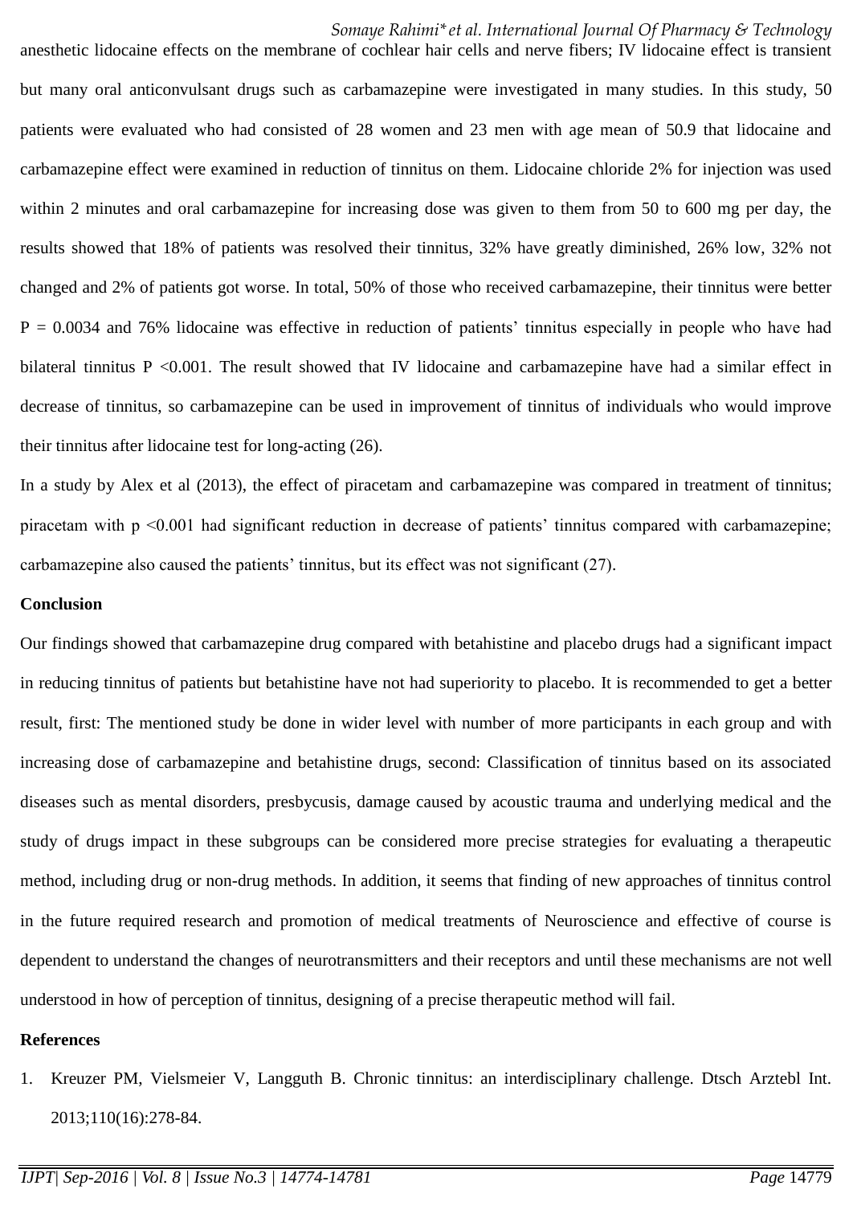anesthetic lidocaine effects on the membrane of cochlear hair cells and nerve fibers; IV lidocaine effect is transient but many oral anticonvulsant drugs such as carbamazepine were investigated in many studies. In this study, 50 patients were evaluated who had consisted of 28 women and 23 men with age mean of 50.9 that lidocaine and carbamazepine effect were examined in reduction of tinnitus on them. Lidocaine chloride 2% for injection was used within 2 minutes and oral carbamazepine for increasing dose was given to them from 50 to 600 mg per day, the results showed that 18% of patients was resolved their tinnitus, 32% have greatly diminished, 26% low, 32% not changed and 2% of patients got worse. In total, 50% of those who received carbamazepine, their tinnitus were better $P = 0.0034$ and 76% lidocaine was effective in reduction of patients' tinnitus especially in people who have had bilateral tinnitus $P < 0.001$. The result showed that IV lidocaine and carbamazepine have had a similar effect in decrease of tinnitus, so carbamazepine can be used in improvement of tinnitus of individuals who would improve their tinnitus after lidocaine test for long-acting (26).

In a study by Alex et al (2013), the effect of piracetam and carbamazepine was compared in treatment of tinnitus; piracetam with $p < 0.001$ had significant reduction in decrease of patients' tinnitus compared with carbamazepine; carbamazepine also caused the patients' tinnitus, but its effect was not significant (27).

## Conclusion

Our findings showed that carbamazepine drug compared with betahistine and placebo drugs had a significant impact in reducing tinnitus of patients but betahistine have not had superiority to placebo. It is recommended to get a better result, first: The mentioned study be done in wider level with number of more participants in each group and with increasing dose of carbamazepine and betahistine drugs, second: Classification of tinnitus based on its associated diseases such as mental disorders, presbycusis, damage caused by acoustic trauma and underlying medical and the study of drugs impact in these subgroups can be considered more precise strategies for evaluating a therapeutic method, including drug or non-drug methods. In addition, it seems that finding of new approaches of tinnitus control in the future required research and promotion of medical treatments of Neuroscience and effective of course is dependent to understand the changes of neurotransmitters and their receptors and until these mechanisms are not well understood in how of perception of tinnitus, designing of a precise therapeutic method will fail.

## References

1. Kreuzer PM, Vielsmeier V, Langguth B. Chronic tinnitus: an interdisciplinary challenge. Dtsch Arztebl Int. 2013;110(16):278-84.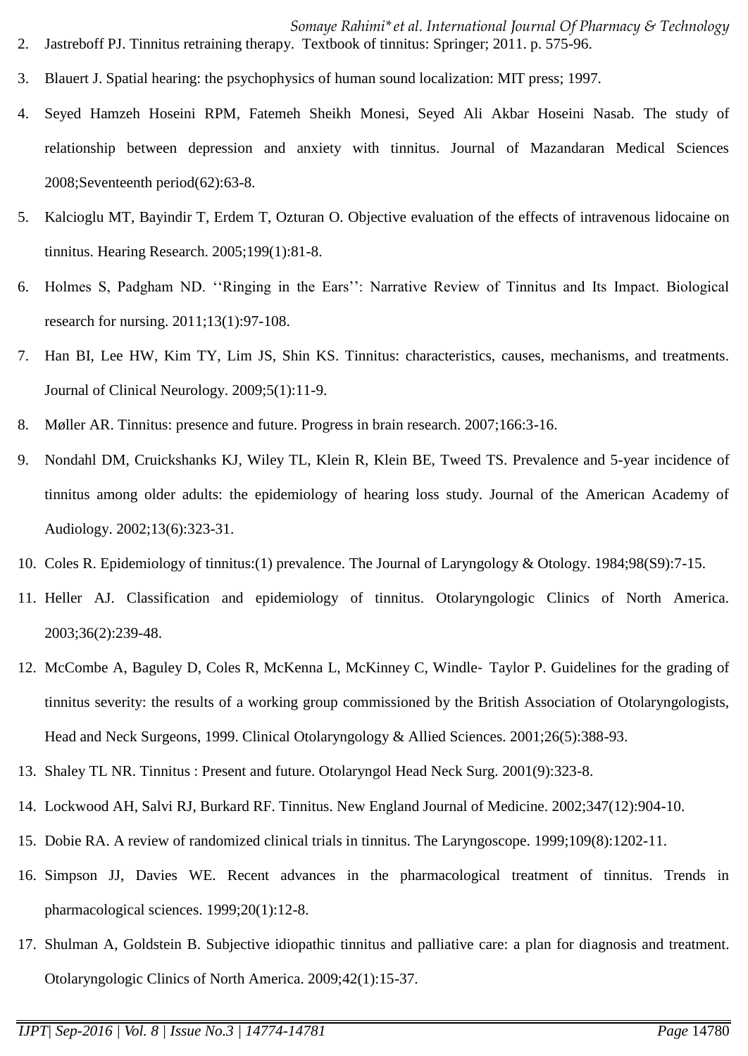2. Jastreboff PJ. Tinnitus retraining therapy. Textbook of tinnitus: Springer; 2011. p. 575-96.
3. Blauert J. Spatial hearing: the psychophysics of human sound localization: MIT press; 1997.
4. Seyed Hamzeh Hoseini RPM, Fatemeh Sheikh Monesi, Seyed Ali Akbar Hoseini Nasab. The study of relationship between depression and anxiety with tinnitus. Journal of Mazandaran Medical Sciences 2008;Seventeenth period(62):63-8.
5. Kalcioglu MT, Bayindir T, Erdem T, Ozturan O. Objective evaluation of the effects of intravenous lidocaine on tinnitus. Hearing Research. 2005;199(1):81-8.
6. Holmes S, Padgham ND. ''Ringing in the Ears'': Narrative Review of Tinnitus and Its Impact. Biological research for nursing. 2011;13(1):97-108.
7. Han BI, Lee HW, Kim TY, Lim JS, Shin KS. Tinnitus: characteristics, causes, mechanisms, and treatments. Journal of Clinical Neurology. 2009;5(1):11-9.
8. Møller AR. Tinnitus: presence and future. Progress in brain research. 2007;166:3-16.
9. Nondahl DM, Cruickshanks KJ, Wiley TL, Klein R, Klein BE, Tweed TS. Prevalence and 5-year incidence of tinnitus among older adults: the epidemiology of hearing loss study. Journal of the American Academy of Audiology. 2002;13(6):323-31.
10. Coles R. Epidemiology of tinnitus:(1) prevalence. The Journal of Laryngology & Otology. 1984;98(S9):7-15.
11. Heller AJ. Classification and epidemiology of tinnitus. Otolaryngologic Clinics of North America. 2003;36(2):239-48.
12. McCombe A, Baguley D, Coles R, McKenna L, McKinney C, Windle‐ Taylor P. Guidelines for the grading of tinnitus severity: the results of a working group commissioned by the British Association of Otolaryngologists, Head and Neck Surgeons, 1999. Clinical Otolaryngology & Allied Sciences. 2001;26(5):388-93.
13. Shaley TL NR. Tinnitus : Present and future. Otolaryngol Head Neck Surg. 2001(9):323-8.
14. Lockwood AH, Salvi RJ, Burkard RF. Tinnitus. New England Journal of Medicine. 2002;347(12):904-10.
15. Dobie RA. A review of randomized clinical trials in tinnitus. The Laryngoscope. 1999;109(8):1202-11.
16. Simpson JJ, Davies WE. Recent advances in the pharmacological treatment of tinnitus. Trends in pharmacological sciences. 1999;20(1):12-8.
17. Shulman A, Goldstein B. Subjective idiopathic tinnitus and palliative care: a plan for diagnosis and treatment. Otolaryngologic Clinics of North America. 2009;42(1):15-37.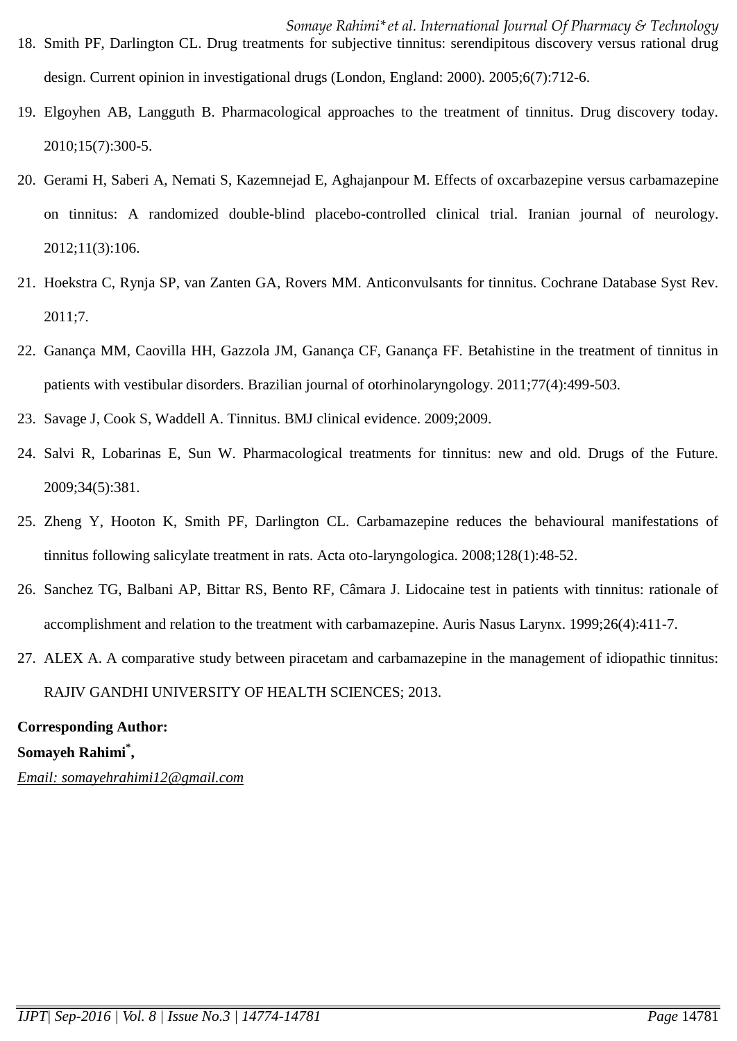18. Smith PF, Darlington CL. Drug treatments for subjective tinnitus: serendipitous discovery versus rational drug design. Current opinion in investigational drugs (London, England: 2000). 2005;6(7):712-6.
19. Elgoyhen AB, Langguth B. Pharmacological approaches to the treatment of tinnitus. Drug discovery today. 2010;15(7):300-5.
20. Gerami H, Saberi A, Nemati S, Kazemnejad E, Aghajanpour M. Effects of oxcarbazepine versus carbamazepine on tinnitus: A randomized double-blind placebo-controlled clinical trial. Iranian journal of neurology. 2012;11(3):106.
21. Hoekstra C, Rynja SP, van Zanten GA, Rovers MM. Anticonvulsants for tinnitus. Cochrane Database Syst Rev. 2011;7.
22. Ganança MM, Caovilla HH, Gazzola JM, Ganança CF, Ganança FF. Betahistine in the treatment of tinnitus in patients with vestibular disorders. Brazilian journal of otorhinolaryngology. 2011;77(4):499-503.
23. Savage J, Cook S, Waddell A. Tinnitus. BMJ clinical evidence. 2009;2009.
24. Salvi R, Lobarinas E, Sun W. Pharmacological treatments for tinnitus: new and old. Drugs of the Future. 2009;34(5):381.
25. Zheng Y, Hooton K, Smith PF, Darlington CL. Carbamazepine reduces the behavioural manifestations of tinnitus following salicylate treatment in rats. Acta oto-laryngologica. 2008;128(1):48-52.
26. Sanchez TG, Balbani AP, Bittar RS, Bento RF, Câmara J. Lidocaine test in patients with tinnitus: rationale of accomplishment and relation to the treatment with carbamazepine. Auris Nasus Larynx. 1999;26(4):411-7.
27. ALEX A. A comparative study between piracetam and carbamazepine in the management of idiopathic tinnitus: RAJIV GANDHI UNIVERSITY OF HEALTH SCIENCES; 2013.

**Corresponding Author:**

**Somayeh Rahimi*,**

*Email: somayehrahimi12@gmail.com*